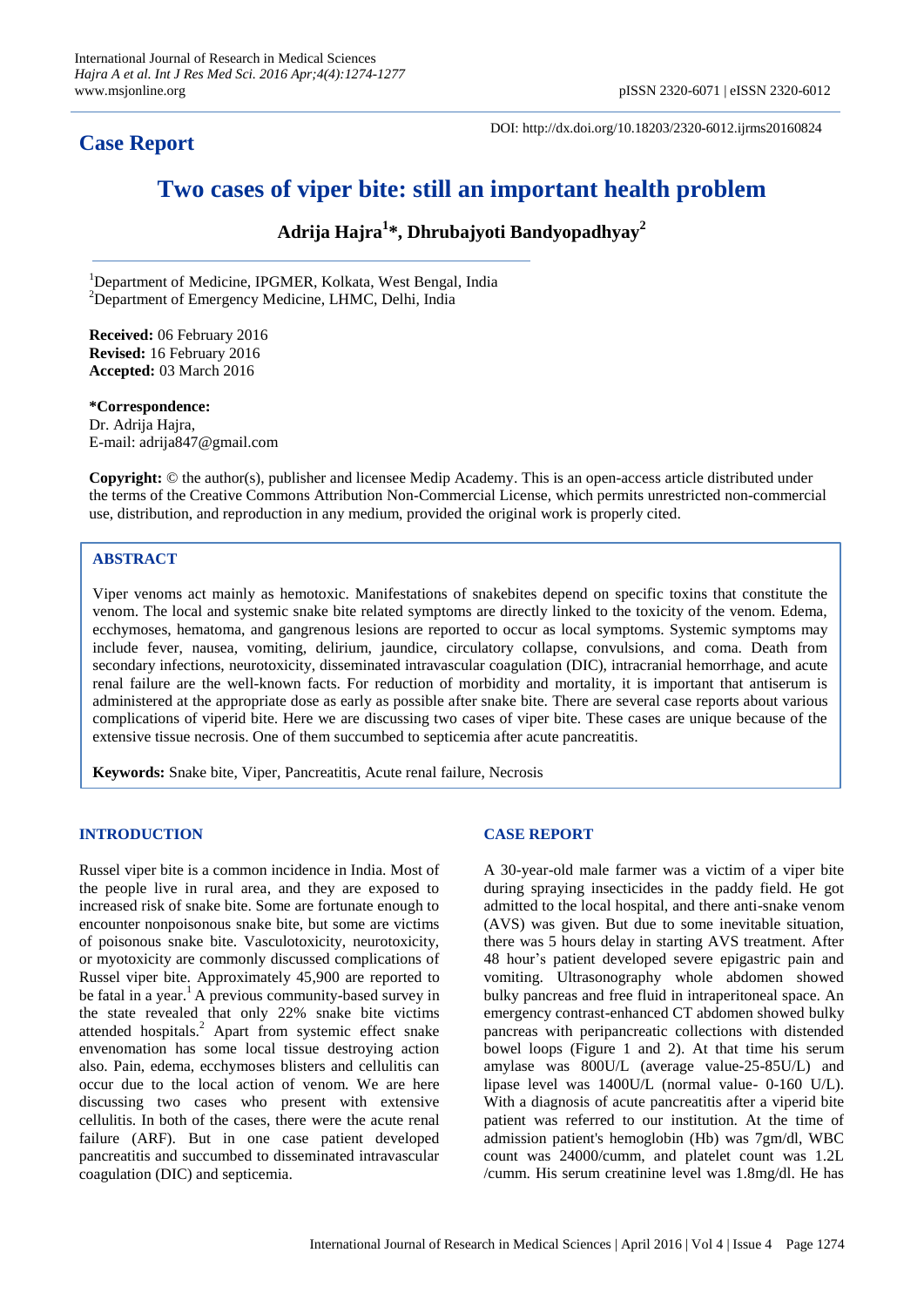# Case Report

DOI: http://dx.doi.org/10.18203/2320-6012.ijrms20160824

# Two cases of viper bite: still an important health problem

**Adrija Hajra[1]\*, Dhrubajyoti Bandyopadhyay[2]**

[1]Department of Medicine, IPGMER, Kolkata, West Bengal, India
[2]Department of Emergency Medicine, LHMC, Delhi, India

**Received:** 06 February 2016
**Revised:** 16 February 2016
**Accepted:** 03 March 2016

**\*Correspondence:**
Dr. Adrija Hajra,
E-mail: adrija847@gmail.com

**Copyright:** © the author(s), publisher and licensee Medip Academy. This is an open-access article distributed under the terms of the Creative Commons Attribution Non-Commercial License, which permits unrestricted non-commercial use, distribution, and reproduction in any medium, provided the original work is properly cited.

## ABSTRACT

Viper venoms act mainly as hemotoxic. Manifestations of snakebites depend on specific toxins that constitute the venom. The local and systemic snake bite related symptoms are directly linked to the toxicity of the venom. Edema, ecchymoses, hematoma, and gangrenous lesions are reported to occur as local symptoms. Systemic symptoms may include fever, nausea, vomiting, delirium, jaundice, circulatory collapse, convulsions, and coma. Death from secondary infections, neurotoxicity, disseminated intravascular coagulation (DIC), intracranial hemorrhage, and acute renal failure are the well-known facts. For reduction of morbidity and mortality, it is important that antiserum is administered at the appropriate dose as early as possible after snake bite. There are several case reports about various complications of viperid bite. Here we are discussing two cases of viper bite. These cases are unique because of the extensive tissue necrosis. One of them succumbed to septicemia after acute pancreatitis.

**Keywords:** Snake bite, Viper, Pancreatitis, Acute renal failure, Necrosis

## INTRODUCTION

Russel viper bite is a common incidence in India. Most of the people live in rural area, and they are exposed to increased risk of snake bite. Some are fortunate enough to encounter nonpoisonous snake bite, but some are victims of poisonous snake bite. Vasculotoxicity, neurotoxicity, or myotoxicity are commonly discussed complications of Russel viper bite. Approximately 45,900 are reported to be fatal in a year.[1] A previous community-based survey in the state revealed that only 22% snake bite victims attended hospitals.[2] Apart from systemic effect snake envenomation has some local tissue destroying action also. Pain, edema, ecchymoses blisters and cellulitis can occur due to the local action of venom. We are here discussing two cases who present with extensive cellulitis. In both of the cases, there were the acute renal failure (ARF). But in one case patient developed pancreatitis and succumbed to disseminated intravascular coagulation (DIC) and septicemia.

## CASE REPORT

A 30-year-old male farmer was a victim of a viper bite during spraying insecticides in the paddy field. He got admitted to the local hospital, and there anti-snake venom (AVS) was given. But due to some inevitable situation, there was 5 hours delay in starting AVS treatment. After 48 hour's patient developed severe epigastric pain and vomiting. Ultrasonography whole abdomen showed bulky pancreas and free fluid in intraperitoneal space. An emergency contrast-enhanced CT abdomen showed bulky pancreas with peripancreatic collections with distended bowel loops (Figure 1 and 2). At that time his serum amylase was 800U/L (average value-25-85U/L) and lipase level was 1400U/L (normal value- 0-160 U/L). With a diagnosis of acute pancreatitis after a viperid bite patient was referred to our institution. At the time of admission patient's hemoglobin (Hb) was 7gm/dl, WBC count was 24000/cumm, and platelet count was 1.2L /cumm. His serum creatinine level was 1.8mg/dl. He has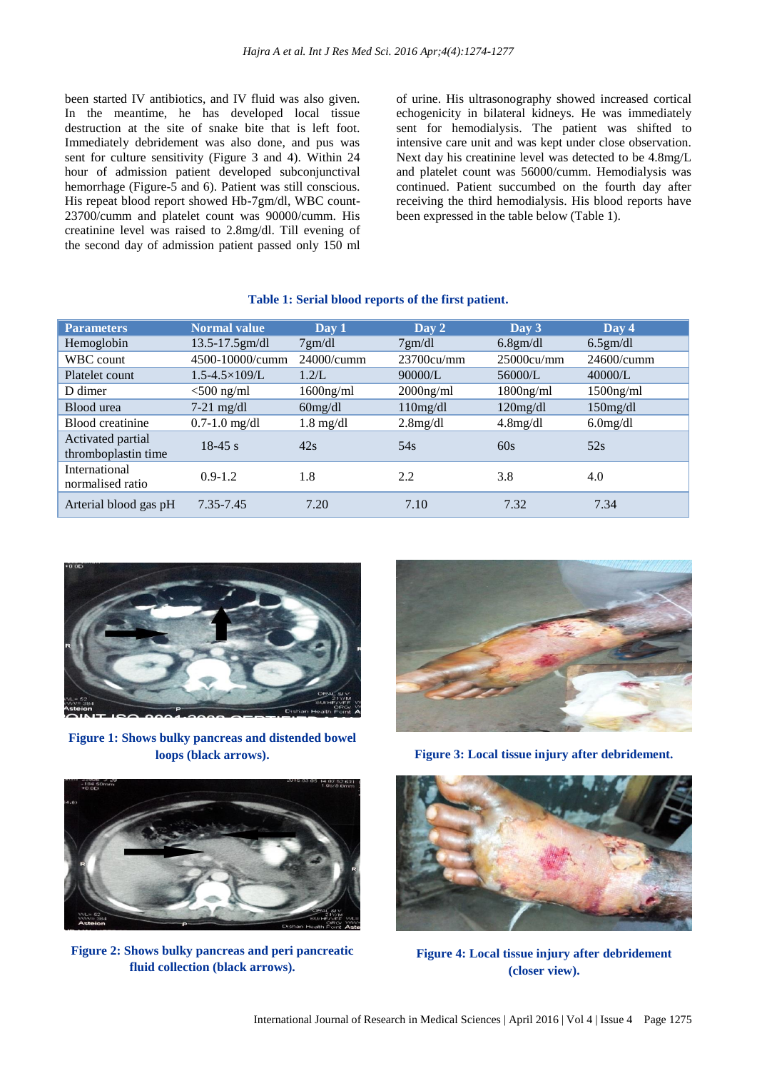been started IV antibiotics, and IV fluid was also given. In the meantime, he has developed local tissue destruction at the site of snake bite that is left foot. Immediately debridement was also done, and pus was sent for culture sensitivity (Figure 3 and 4). Within 24 hour of admission patient developed subconjunctival hemorrhage (Figure-5 and 6). Patient was still conscious. His repeat blood report showed Hb-7gm/dl, WBC count-23700/cumm and platelet count was 90000/cumm. His creatinine level was raised to 2.8mg/dl. Till evening of the second day of admission patient passed only 150 ml of urine. His ultrasonography showed increased cortical echogenicity in bilateral kidneys. He was immediately sent for hemodialysis. The patient was shifted to intensive care unit and was kept under close observation. Next day his creatinine level was detected to be 4.8mg/L and platelet count was 56000/cumm. Hemodialysis was continued. Patient succumbed on the fourth day after receiving the third hemodialysis. His blood reports have been expressed in the table below (Table 1).

**Table 1: Serial blood reports of the first patient.**

| Parameters | Normal value | Day 1 | Day 2 | Day 3 | Day 4 |
|---|---|---|---|---|---|
| Hemoglobin | 13.5-17.5gm/dl | 7gm/dl | 7gm/dl | 6.8gm/dl | 6.5gm/dl |
| WBC count | 4500-10000/cumm | 24000/cumm | 23700cu/mm | 25000cu/mm | 24600/cumm |
| Platelet count | 1.5-4.5×109/L | 1.2/L | 90000/L | 56000/L | 40000/L |
| D dimer | <500 ng/ml | 1600ng/ml | 2000ng/ml | 1800ng/ml | 1500ng/ml |
| Blood urea | 7-21 mg/dl | 60mg/dl | 110mg/dl | 120mg/dl | 150mg/dl |
| Blood creatinine | 0.7-1.0 mg/dl | 1.8 mg/dl | 2.8mg/dl | 4.8mg/dl | 6.0mg/dl |
| Activated partial thromboplastin time | 18-45 s | 42s | 54s | 60s | 52s |
| International normalised ratio | 0.9-1.2 | 1.8 | 2.2 | 3.8 | 4.0 |
| Arterial blood gas pH | 7.35-7.45 | 7.20 | 7.10 | 7.32 | 7.34 |

**Figure 1: Shows bulky pancreas and distended bowel loops (black arrows).**

**Figure 3: Local tissue injury after debridement.**

**Figure 2: Shows bulky pancreas and peri pancreatic fluid collection (black arrows).**

**Figure 4: Local tissue injury after debridement (closer view).**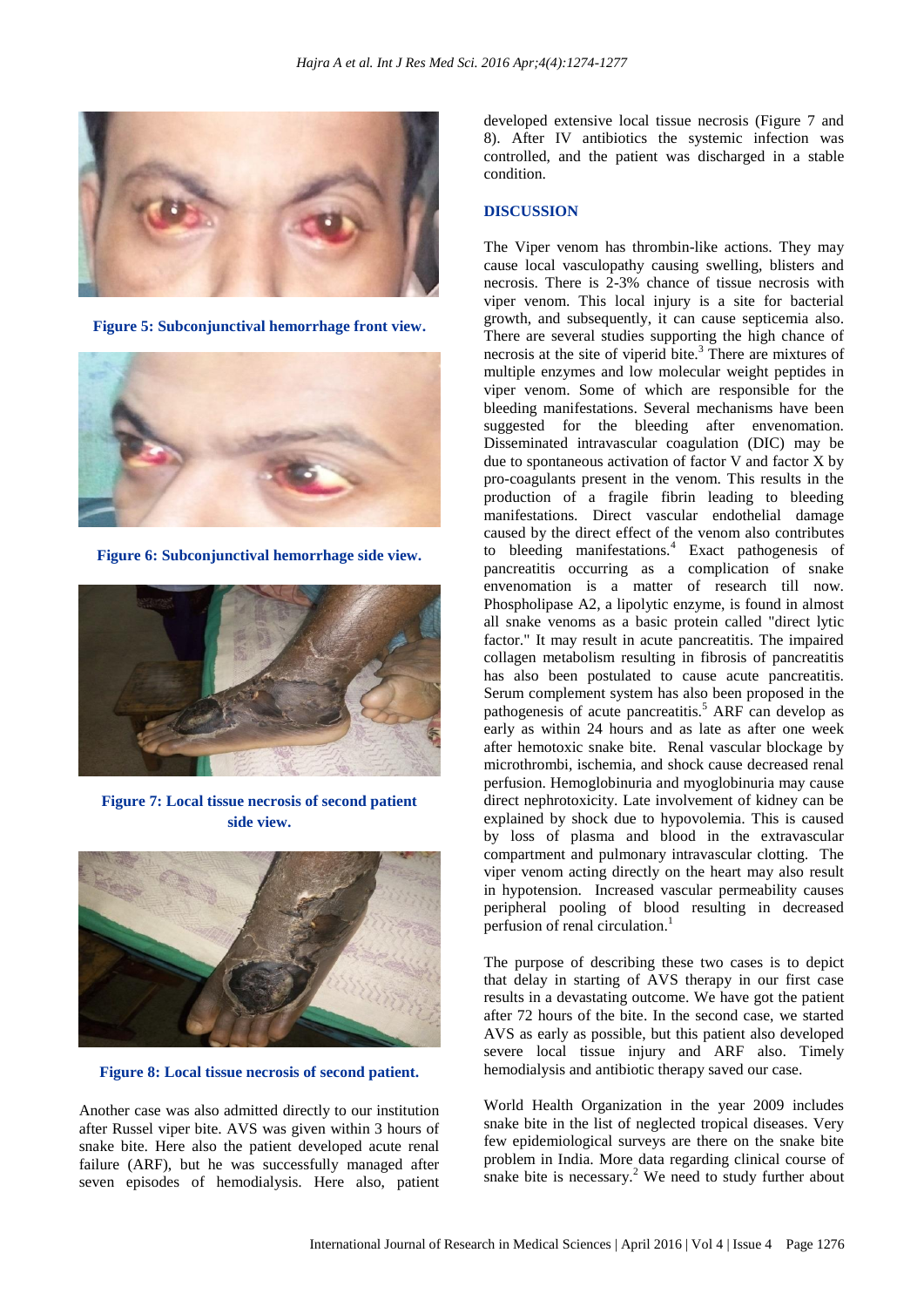Figure 5: Subconjunctival hemorrhage front view.

Figure 6: Subconjunctival hemorrhage side view.

Figure 7: Local tissue necrosis of second patient side view.

Figure 8: Local tissue necrosis of second patient.

Another case was also admitted directly to our institution after Russel viper bite. AVS was given within 3 hours of snake bite. Here also the patient developed acute renal failure (ARF), but he was successfully managed after seven episodes of hemodialysis. Here also, patient developed extensive local tissue necrosis (Figure 7 and 8). After IV antibiotics the systemic infection was controlled, and the patient was discharged in a stable condition.

## DISCUSSION

The Viper venom has thrombin-like actions. They may cause local vasculopathy causing swelling, blisters and necrosis. There is 2-3% chance of tissue necrosis with viper venom. This local injury is a site for bacterial growth, and subsequently, it can cause septicemia also. There are several studies supporting the high chance of necrosis at the site of viperid bite.[3] There are mixtures of multiple enzymes and low molecular weight peptides in viper venom. Some of which are responsible for the bleeding manifestations. Several mechanisms have been suggested for the bleeding after envenomation. Disseminated intravascular coagulation (DIC) may be due to spontaneous activation of factor V and factor X by pro-coagulants present in the venom. This results in the production of a fragile fibrin leading to bleeding manifestations. Direct vascular endothelial damage caused by the direct effect of the venom also contributes to bleeding manifestations.[4] Exact pathogenesis of pancreatitis occurring as a complication of snake envenomation is a matter of research till now. Phospholipase A2, a lipolytic enzyme, is found in almost all snake venoms as a basic protein called "direct lytic factor." It may result in acute pancreatitis. The impaired collagen metabolism resulting in fibrosis of pancreatitis has also been postulated to cause acute pancreatitis. Serum complement system has also been proposed in the pathogenesis of acute pancreatitis.[5] ARF can develop as early as within 24 hours and as late as after one week after hemotoxic snake bite. Renal vascular blockage by microthrombi, ischemia, and shock cause decreased renal perfusion. Hemoglobinuria and myoglobinuria may cause direct nephrotoxicity. Late involvement of kidney can be explained by shock due to hypovolemia. This is caused by loss of plasma and blood in the extravascular compartment and pulmonary intravascular clotting. The viper venom acting directly on the heart may also result in hypotension. Increased vascular permeability causes peripheral pooling of blood resulting in decreased perfusion of renal circulation.[1]

The purpose of describing these two cases is to depict that delay in starting of AVS therapy in our first case results in a devastating outcome. We have got the patient after 72 hours of the bite. In the second case, we started AVS as early as possible, but this patient also developed severe local tissue injury and ARF also. Timely hemodialysis and antibiotic therapy saved our case.

World Health Organization in the year 2009 includes snake bite in the list of neglected tropical diseases. Very few epidemiological surveys are there on the snake bite problem in India. More data regarding clinical course of snake bite is necessary.[2] We need to study further about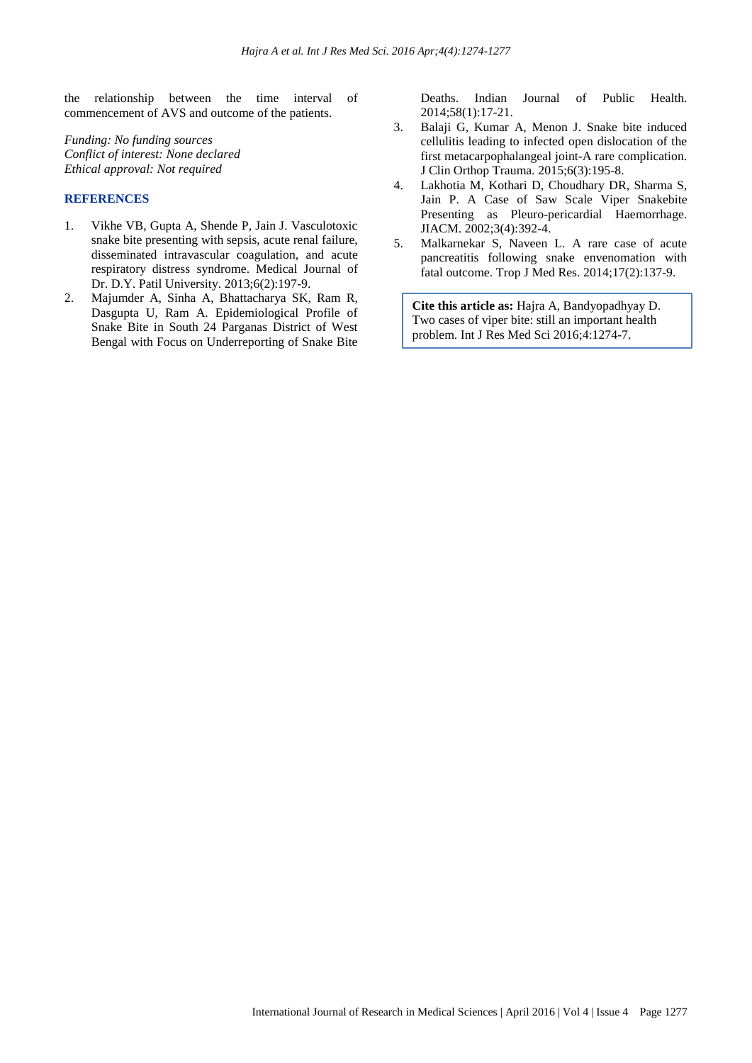the relationship between the time interval of commencement of AVS and outcome of the patients.

*Funding: No funding sources*
*Conflict of interest: None declared*
*Ethical approval: Not required*

## REFERENCES

1. Vikhe VB, Gupta A, Shende P, Jain J. Vasculotoxic snake bite presenting with sepsis, acute renal failure, disseminated intravascular coagulation, and acute respiratory distress syndrome. Medical Journal of Dr. D.Y. Patil University. 2013;6(2):197-9.
2. Majumder A, Sinha A, Bhattacharya SK, Ram R, Dasgupta U, Ram A. Epidemiological Profile of Snake Bite in South 24 Parganas District of West Bengal with Focus on Underreporting of Snake Bite Deaths. Indian Journal of Public Health. 2014;58(1):17-21.
3. Balaji G, Kumar A, Menon J. Snake bite induced cellulitis leading to infected open dislocation of the first metacarpophalangeal joint-A rare complication. J Clin Orthop Trauma. 2015;6(3):195-8.
4. Lakhotia M, Kothari D, Choudhary DR, Sharma S, Jain P. A Case of Saw Scale Viper Snakebite Presenting as Pleuro-pericardial Haemorrhage. JIACM. 2002;3(4):392-4.
5. Malkarnekar S, Naveen L. A rare case of acute pancreatitis following snake envenomation with fatal outcome. Trop J Med Res. 2014;17(2):137-9.

**Cite this article as:** Hajra A, Bandyopadhyay D. Two cases of viper bite: still an important health problem. Int J Res Med Sci 2016;4:1274-7.